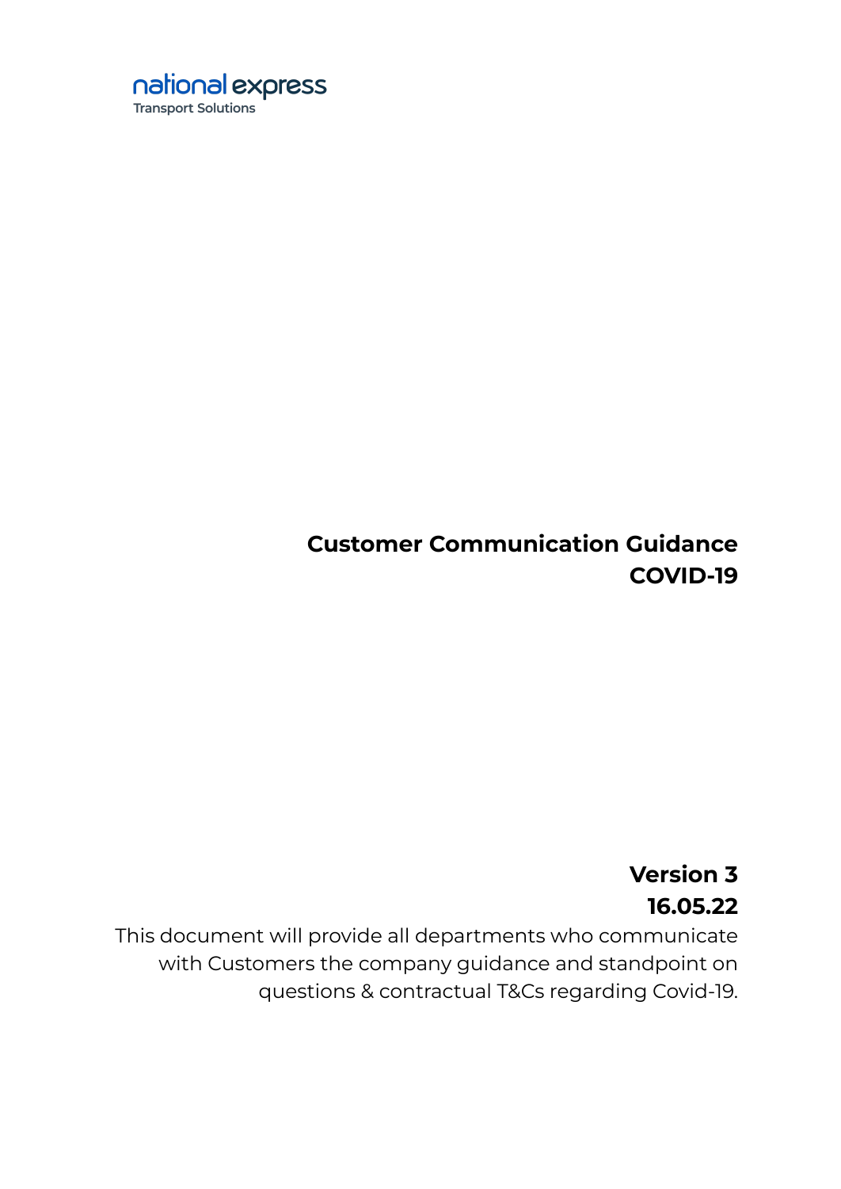national express
Transport Solutions

# Customer Communication Guidance COVID-19

**Version 3**

**16.05.22**

This document will provide all departments who communicate with Customers the company guidance and standpoint on questions & contractual T&Cs regarding Covid-19.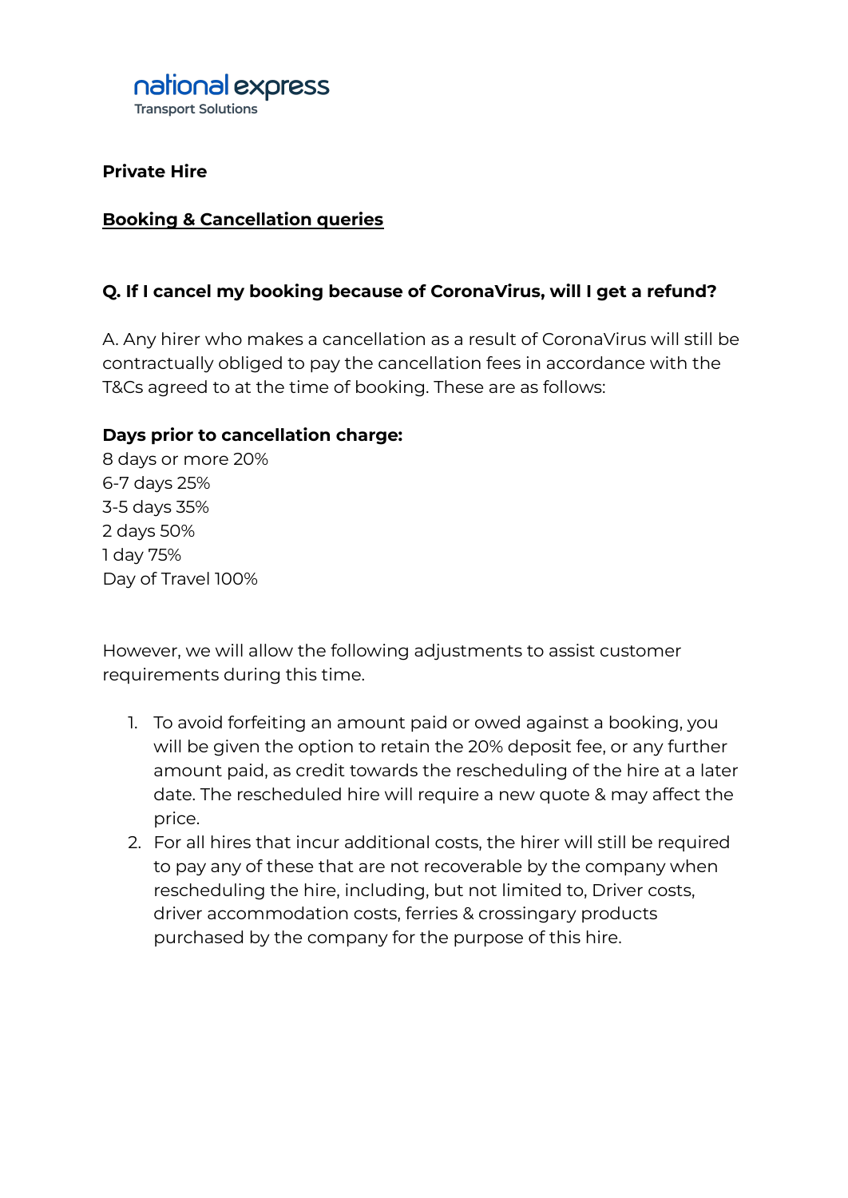**national express**
Transport Solutions

**Private Hire**

**<u>Booking & Cancellation queries</u>**

**Q. If I cancel my booking because of CoronaVirus, will I get a refund?**

A. Any hirer who makes a cancellation as a result of CoronaVirus will still be contractually obliged to pay the cancellation fees in accordance with the T&Cs agreed to at the time of booking. These are as follows:

**Days prior to cancellation charge:**
8 days or more 20%
6-7 days 25%
3-5 days 35%
2 days 50%
1 day 75%
Day of Travel 100%

However, we will allow the following adjustments to assist customer requirements during this time.

1. To avoid forfeiting an amount paid or owed against a booking, you will be given the option to retain the 20% deposit fee, or any further amount paid, as credit towards the rescheduling of the hire at a later date. The rescheduled hire will require a new quote & may affect the price.
2. For all hires that incur additional costs, the hirer will still be required to pay any of these that are not recoverable by the company when rescheduling the hire, including, but not limited to, Driver costs, driver accommodation costs, ferries & crossingary products purchased by the company for the purpose of this hire.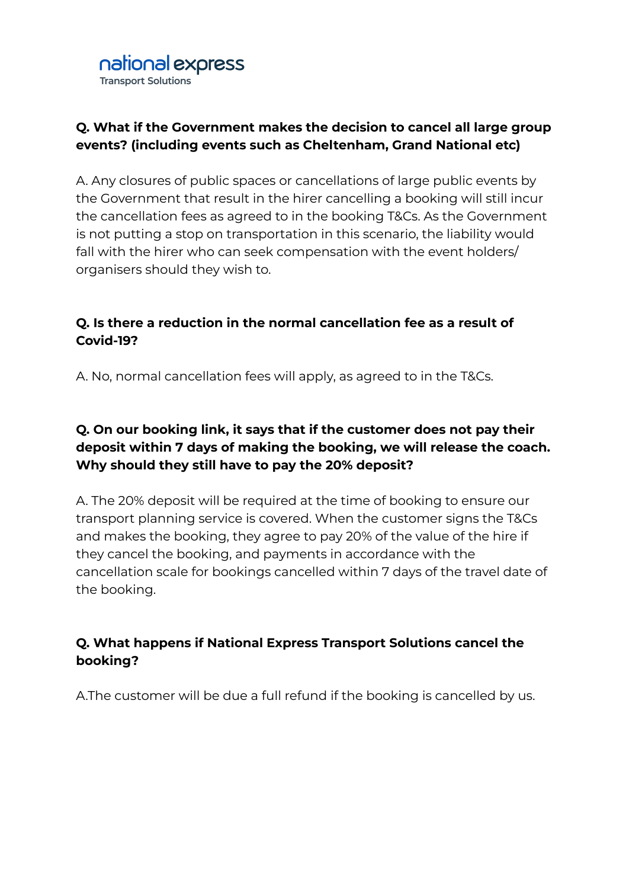**Q. What if the Government makes the decision to cancel all large group events? (including events such as Cheltenham, Grand National etc)**

A. Any closures of public spaces or cancellations of large public events by the Government that result in the hirer cancelling a booking will still incur the cancellation fees as agreed to in the booking T&Cs. As the Government is not putting a stop on transportation in this scenario, the liability would fall with the hirer who can seek compensation with the event holders/ organisers should they wish to.

**Q. Is there a reduction in the normal cancellation fee as a result of Covid-19?**

A. No, normal cancellation fees will apply, as agreed to in the T&Cs.

**Q. On our booking link, it says that if the customer does not pay their deposit within 7 days of making the booking, we will release the coach. Why should they still have to pay the 20% deposit?**

A. The 20% deposit will be required at the time of booking to ensure our transport planning service is covered. When the customer signs the T&Cs and makes the booking, they agree to pay 20% of the value of the hire if they cancel the booking, and payments in accordance with the cancellation scale for bookings cancelled within 7 days of the travel date of the booking.

**Q. What happens if National Express Transport Solutions cancel the booking?**

A.The customer will be due a full refund if the booking is cancelled by us.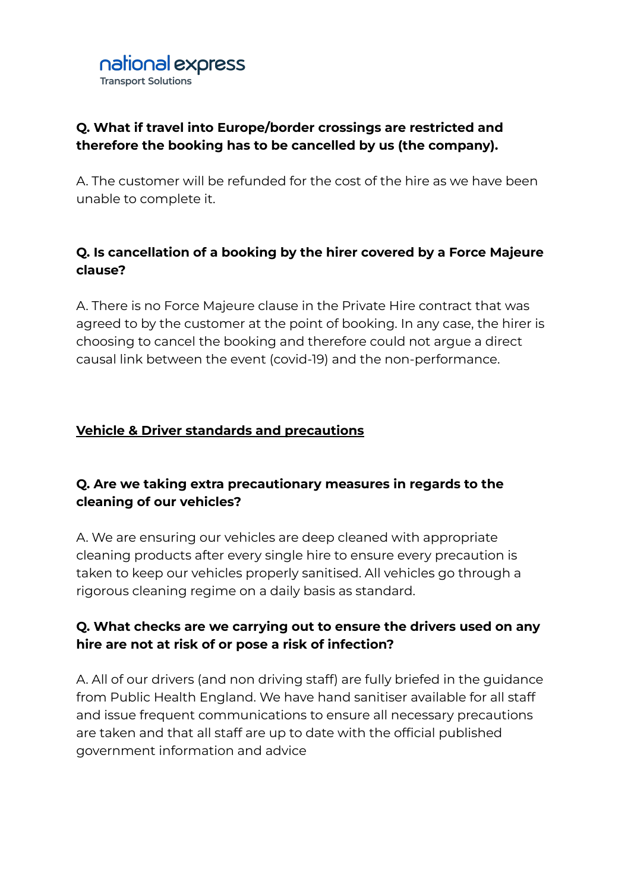**Q. What if travel into Europe/border crossings are restricted and therefore the booking has to be cancelled by us (the company).**

A. The customer will be refunded for the cost of the hire as we have been unable to complete it.

**Q. Is cancellation of a booking by the hirer covered by a Force Majeure clause?**

A. There is no Force Majeure clause in the Private Hire contract that was agreed to by the customer at the point of booking. In any case, the hirer is choosing to cancel the booking and therefore could not argue a direct causal link between the event (covid-19) and the non-performance.

## <u>Vehicle & Driver standards and precautions</u>

**Q. Are we taking extra precautionary measures in regards to the cleaning of our vehicles?**

A. We are ensuring our vehicles are deep cleaned with appropriate cleaning products after every single hire to ensure every precaution is taken to keep our vehicles properly sanitised. All vehicles go through a rigorous cleaning regime on a daily basis as standard.

**Q. What checks are we carrying out to ensure the drivers used on any hire are not at risk of or pose a risk of infection?**

A. All of our drivers (and non driving staff) are fully briefed in the guidance from Public Health England. We have hand sanitiser available for all staff and issue frequent communications to ensure all necessary precautions are taken and that all staff are up to date with the official published government information and advice